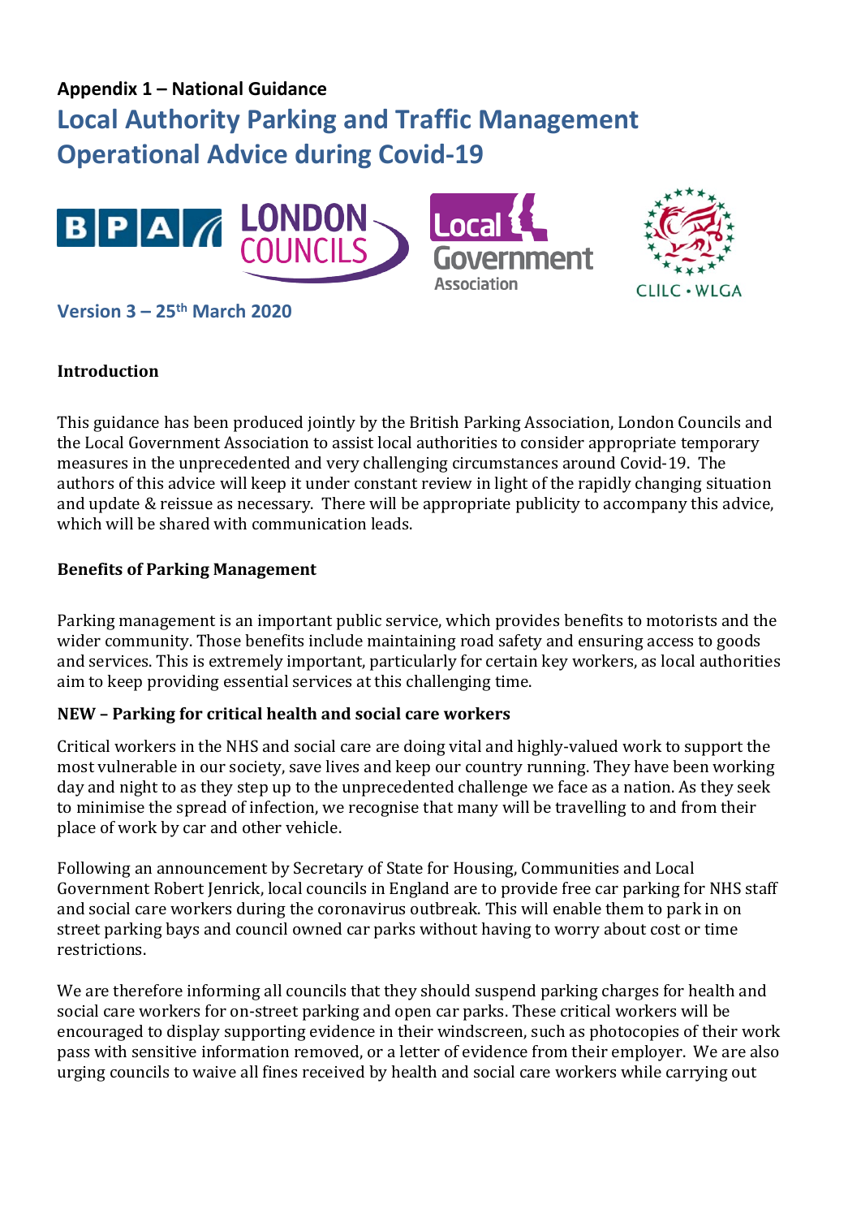**Appendix 1 – National Guidance**

# Local Authority Parking and Traffic Management Operational Advice during Covid-19

## Version 3 – 25th March 2020

**Introduction**

This guidance has been produced jointly by the British Parking Association, London Councils and the Local Government Association to assist local authorities to consider appropriate temporary measures in the unprecedented and very challenging circumstances around Covid-19. The authors of this advice will keep it under constant review in light of the rapidly changing situation and update & reissue as necessary. There will be appropriate publicity to accompany this advice, which will be shared with communication leads.

**Benefits of Parking Management**

Parking management is an important public service, which provides benefits to motorists and the wider community. Those benefits include maintaining road safety and ensuring access to goods and services. This is extremely important, particularly for certain key workers, as local authorities aim to keep providing essential services at this challenging time.

**NEW – Parking for critical health and social care workers**

Critical workers in the NHS and social care are doing vital and highly-valued work to support the most vulnerable in our society, save lives and keep our country running. They have been working day and night to as they step up to the unprecedented challenge we face as a nation. As they seek to minimise the spread of infection, we recognise that many will be travelling to and from their place of work by car and other vehicle.

Following an announcement by Secretary of State for Housing, Communities and Local Government Robert Jenrick, local councils in England are to provide free car parking for NHS staff and social care workers during the coronavirus outbreak. This will enable them to park in on street parking bays and council owned car parks without having to worry about cost or time restrictions.

We are therefore informing all councils that they should suspend parking charges for health and social care workers for on-street parking and open car parks. These critical workers will be encouraged to display supporting evidence in their windscreen, such as photocopies of their work pass with sensitive information removed, or a letter of evidence from their employer. We are also urging councils to waive all fines received by health and social care workers while carrying out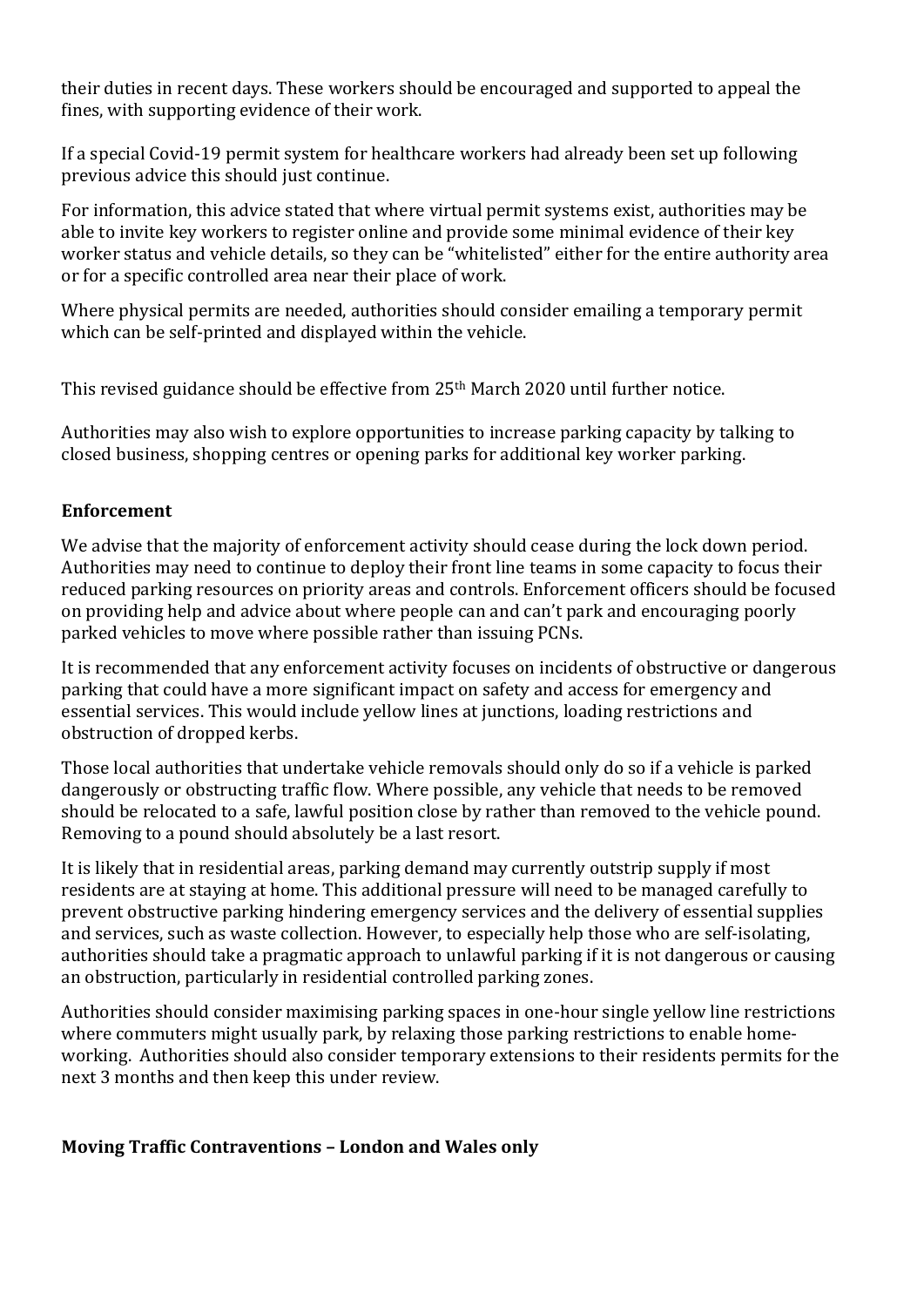their duties in recent days. These workers should be encouraged and supported to appeal the fines, with supporting evidence of their work.

If a special Covid-19 permit system for healthcare workers had already been set up following previous advice this should just continue.

For information, this advice stated that where virtual permit systems exist, authorities may be able to invite key workers to register online and provide some minimal evidence of their key worker status and vehicle details, so they can be "whitelisted" either for the entire authority area or for a specific controlled area near their place of work.

Where physical permits are needed, authorities should consider emailing a temporary permit which can be self-printed and displayed within the vehicle.

This revised guidance should be effective from 25th March 2020 until further notice.

Authorities may also wish to explore opportunities to increase parking capacity by talking to closed business, shopping centres or opening parks for additional key worker parking.

**Enforcement**

We advise that the majority of enforcement activity should cease during the lock down period. Authorities may need to continue to deploy their front line teams in some capacity to focus their reduced parking resources on priority areas and controls. Enforcement officers should be focused on providing help and advice about where people can and can't park and encouraging poorly parked vehicles to move where possible rather than issuing PCNs.

It is recommended that any enforcement activity focuses on incidents of obstructive or dangerous parking that could have a more significant impact on safety and access for emergency and essential services. This would include yellow lines at junctions, loading restrictions and obstruction of dropped kerbs.

Those local authorities that undertake vehicle removals should only do so if a vehicle is parked dangerously or obstructing traffic flow. Where possible, any vehicle that needs to be removed should be relocated to a safe, lawful position close by rather than removed to the vehicle pound. Removing to a pound should absolutely be a last resort.

It is likely that in residential areas, parking demand may currently outstrip supply if most residents are at staying at home. This additional pressure will need to be managed carefully to prevent obstructive parking hindering emergency services and the delivery of essential supplies and services, such as waste collection. However, to especially help those who are self-isolating, authorities should take a pragmatic approach to unlawful parking if it is not dangerous or causing an obstruction, particularly in residential controlled parking zones.

Authorities should consider maximising parking spaces in one-hour single yellow line restrictions where commuters might usually park, by relaxing those parking restrictions to enable home-working. Authorities should also consider temporary extensions to their residents permits for the next 3 months and then keep this under review.

**Moving Traffic Contraventions – London and Wales only**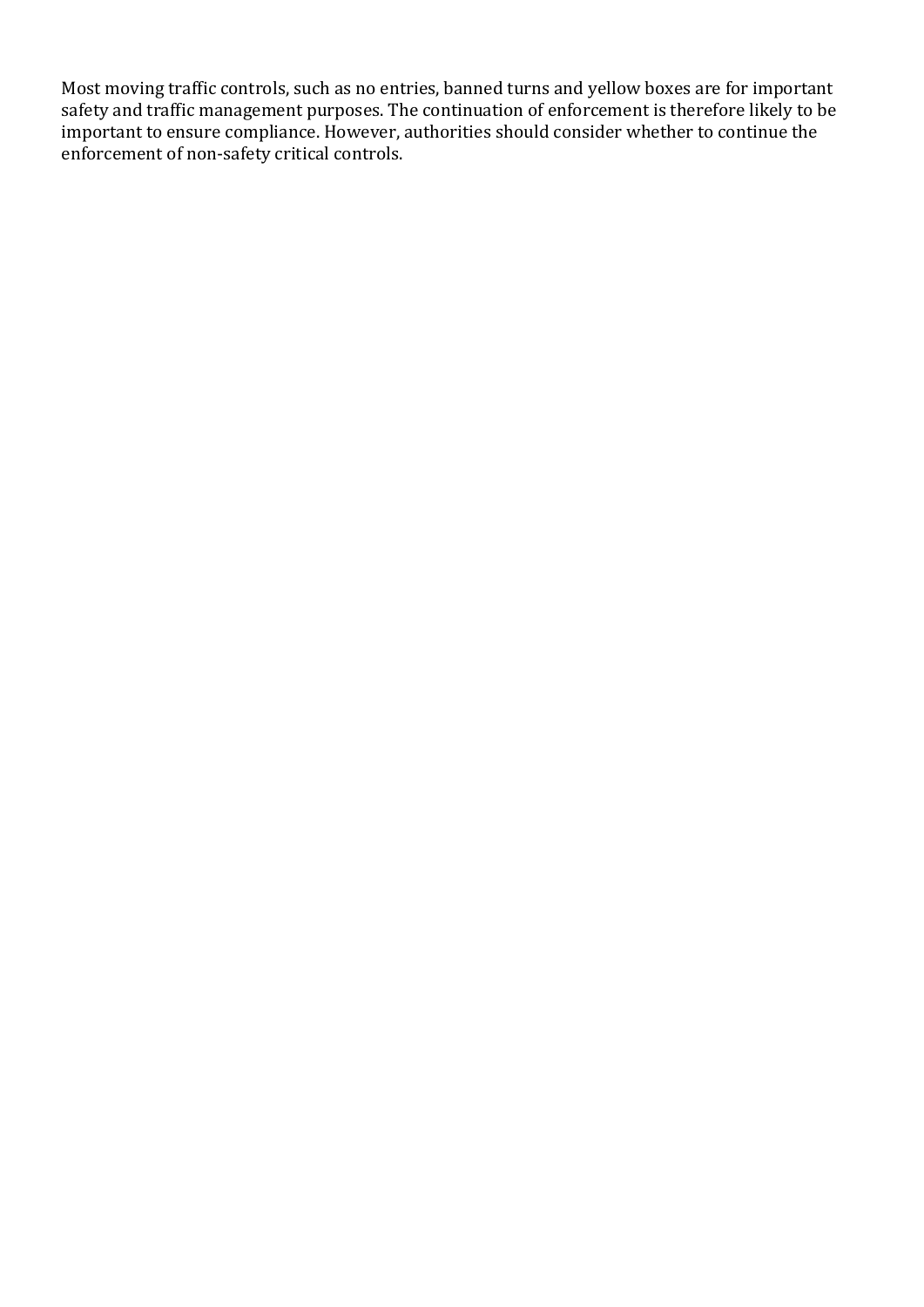Most moving traffic controls, such as no entries, banned turns and yellow boxes are for important safety and traffic management purposes. The continuation of enforcement is therefore likely to be important to ensure compliance. However, authorities should consider whether to continue the enforcement of non-safety critical controls.